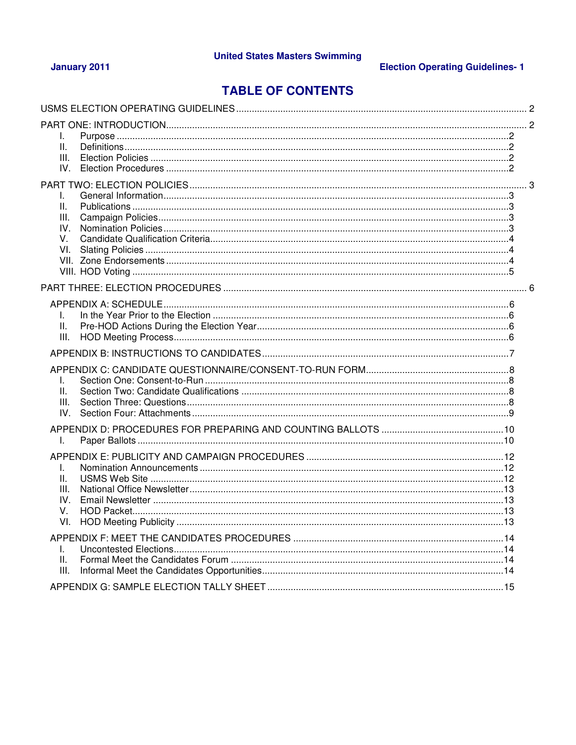# TABLE OF CONTENTS

USMS ELECTION OPERATING GUIDELINES ........................................................ 2

PART ONE: INTRODUCTION ........................................................ 2

- I. Purpose ........................................................ 2
- II. Definitions ........................................................ 2
- III. Election Policies ........................................................ 2
- IV. Election Procedures ........................................................ 2

PART TWO: ELECTION POLICIES ........................................................ 3

- I. General Information ........................................................ 3
- II. Publications ........................................................ 3
- III. Campaign Policies ........................................................ 3
- IV. Nomination Policies ........................................................ 3
- V. Candidate Qualification Criteria ........................................................ 4
- VI. Slating Policies ........................................................ 4
- VII. Zone Endorsements ........................................................ 4
- VIII. HOD Voting ........................................................ 5

PART THREE: ELECTION PROCEDURES ........................................................ 6

APPENDIX A: SCHEDULE ........................................................ 6

- I. In the Year Prior to the Election ........................................................ 6
- II. Pre-HOD Actions During the Election Year ........................................................ 6
- III. HOD Meeting Process ........................................................ 6

APPENDIX B: INSTRUCTIONS TO CANDIDATES ........................................................ 7

APPENDIX C: CANDIDATE QUESTIONNAIRE/CONSENT-TO-RUN FORM ........................................................ 8

- I. Section One: Consent-to-Run ........................................................ 8
- II. Section Two: Candidate Qualifications ........................................................ 8
- III. Section Three: Questions ........................................................ 8
- IV. Section Four: Attachments ........................................................ 9

APPENDIX D: PROCEDURES FOR PREPARING AND COUNTING BALLOTS ........................................................ 10

- I. Paper Ballots ........................................................ 10

APPENDIX E: PUBLICITY AND CAMPAIGN PROCEDURES ........................................................ 12

- I. Nomination Announcements ........................................................ 12
- II. USMS Web Site ........................................................ 12
- III. National Office Newsletter ........................................................ 13
- IV. Email Newsletter ........................................................ 13
- V. HOD Packet ........................................................ 13
- VI. HOD Meeting Publicity ........................................................ 13

APPENDIX F: MEET THE CANDIDATES PROCEDURES ........................................................ 14

- I. Uncontested Elections ........................................................ 14
- II. Formal Meet the Candidates Forum ........................................................ 14
- III. Informal Meet the Candidates Opportunities ........................................................ 14

APPENDIX G: SAMPLE ELECTION TALLY SHEET ........................................................ 15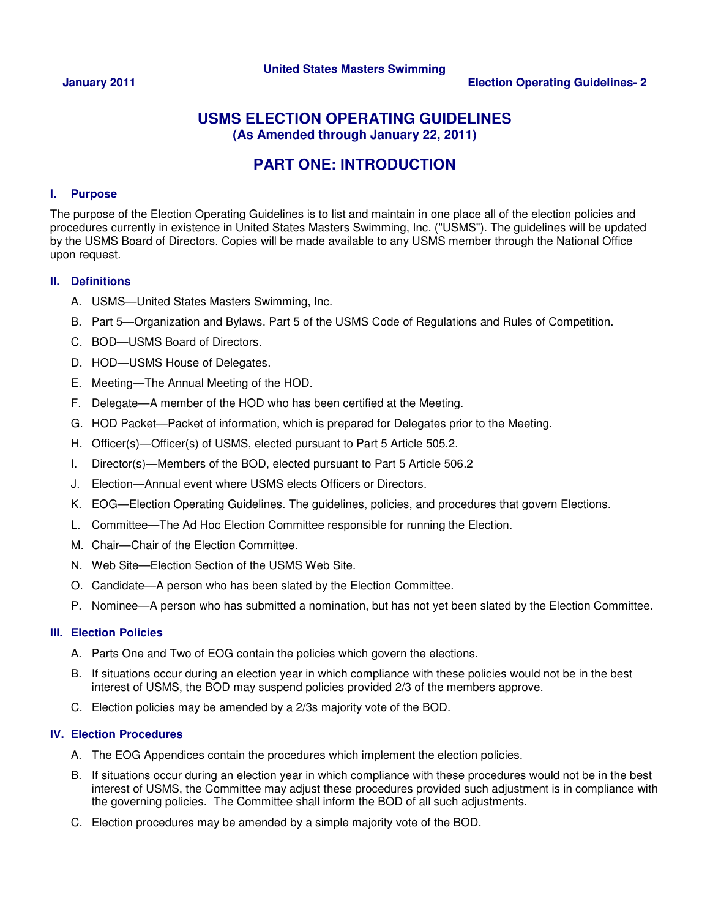# USMS ELECTION OPERATING GUIDELINES
### (As Amended through January 22, 2011)

# PART ONE: INTRODUCTION

## I. Purpose

The purpose of the Election Operating Guidelines is to list and maintain in one place all of the election policies and procedures currently in existence in United States Masters Swimming, Inc. ("USMS"). The guidelines will be updated by the USMS Board of Directors. Copies will be made available to any USMS member through the National Office upon request.

## II. Definitions

A. USMS—United States Masters Swimming, Inc.

B. Part 5—Organization and Bylaws. Part 5 of the USMS Code of Regulations and Rules of Competition.

C. BOD—USMS Board of Directors.

D. HOD—USMS House of Delegates.

E. Meeting—The Annual Meeting of the HOD.

F. Delegate—A member of the HOD who has been certified at the Meeting.

G. HOD Packet—Packet of information, which is prepared for Delegates prior to the Meeting.

H. Officer(s)—Officer(s) of USMS, elected pursuant to Part 5 Article 505.2.

I. Director(s)—Members of the BOD, elected pursuant to Part 5 Article 506.2

J. Election—Annual event where USMS elects Officers or Directors.

K. EOG—Election Operating Guidelines. The guidelines, policies, and procedures that govern Elections.

L. Committee—The Ad Hoc Election Committee responsible for running the Election.

M. Chair—Chair of the Election Committee.

N. Web Site—Election Section of the USMS Web Site.

O. Candidate—A person who has been slated by the Election Committee.

P. Nominee—A person who has submitted a nomination, but has not yet been slated by the Election Committee.

## III. Election Policies

A. Parts One and Two of EOG contain the policies which govern the elections.

B. If situations occur during an election year in which compliance with these policies would not be in the best interest of USMS, the BOD may suspend policies provided 2/3 of the members approve.

C. Election policies may be amended by a 2/3s majority vote of the BOD.

## IV. Election Procedures

A. The EOG Appendices contain the procedures which implement the election policies.

B. If situations occur during an election year in which compliance with these procedures would not be in the best interest of USMS, the Committee may adjust these procedures provided such adjustment is in compliance with the governing policies. The Committee shall inform the BOD of all such adjustments.

C. Election procedures may be amended by a simple majority vote of the BOD.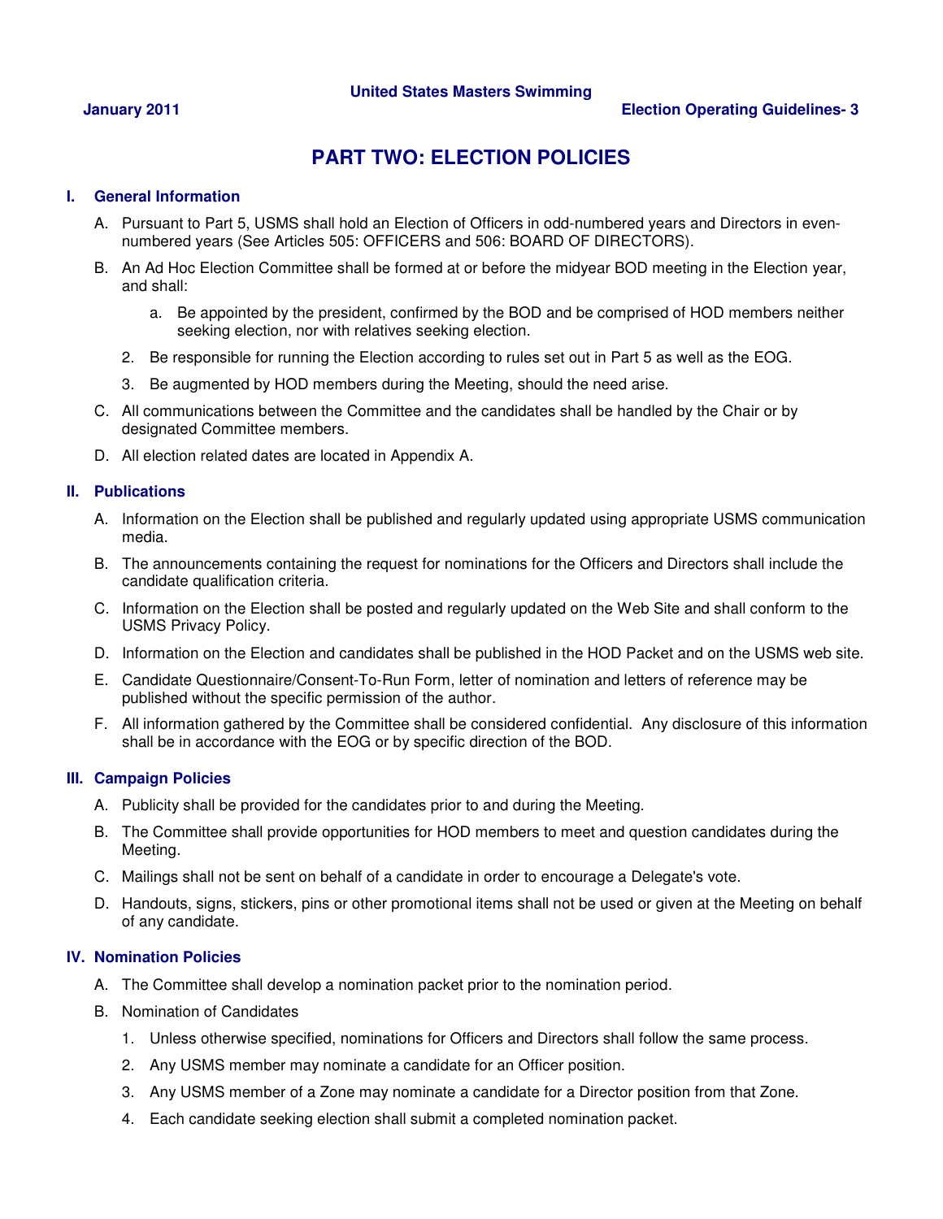# PART TWO: ELECTION POLICIES

## I. General Information

A. Pursuant to Part 5, USMS shall hold an Election of Officers in odd-numbered years and Directors in even-numbered years (See Articles 505: OFFICERS and 506: BOARD OF DIRECTORS).

B. An Ad Hoc Election Committee shall be formed at or before the midyear BOD meeting in the Election year, and shall:

   a. Be appointed by the president, confirmed by the BOD and be comprised of HOD members neither seeking election, nor with relatives seeking election.

   2. Be responsible for running the Election according to rules set out in Part 5 as well as the EOG.

   3. Be augmented by HOD members during the Meeting, should the need arise.

C. All communications between the Committee and the candidates shall be handled by the Chair or by designated Committee members.

D. All election related dates are located in Appendix A.

## II. Publications

A. Information on the Election shall be published and regularly updated using appropriate USMS communication media.

B. The announcements containing the request for nominations for the Officers and Directors shall include the candidate qualification criteria.

C. Information on the Election shall be posted and regularly updated on the Web Site and shall conform to the USMS Privacy Policy.

D. Information on the Election and candidates shall be published in the HOD Packet and on the USMS web site.

E. Candidate Questionnaire/Consent-To-Run Form, letter of nomination and letters of reference may be published without the specific permission of the author.

F. All information gathered by the Committee shall be considered confidential. Any disclosure of this information shall be in accordance with the EOG or by specific direction of the BOD.

## III. Campaign Policies

A. Publicity shall be provided for the candidates prior to and during the Meeting.

B. The Committee shall provide opportunities for HOD members to meet and question candidates during the Meeting.

C. Mailings shall not be sent on behalf of a candidate in order to encourage a Delegate's vote.

D. Handouts, signs, stickers, pins or other promotional items shall not be used or given at the Meeting on behalf of any candidate.

## IV. Nomination Policies

A. The Committee shall develop a nomination packet prior to the nomination period.

B. Nomination of Candidates

   1. Unless otherwise specified, nominations for Officers and Directors shall follow the same process.

   2. Any USMS member may nominate a candidate for an Officer position.

   3. Any USMS member of a Zone may nominate a candidate for a Director position from that Zone.

   4. Each candidate seeking election shall submit a completed nomination packet.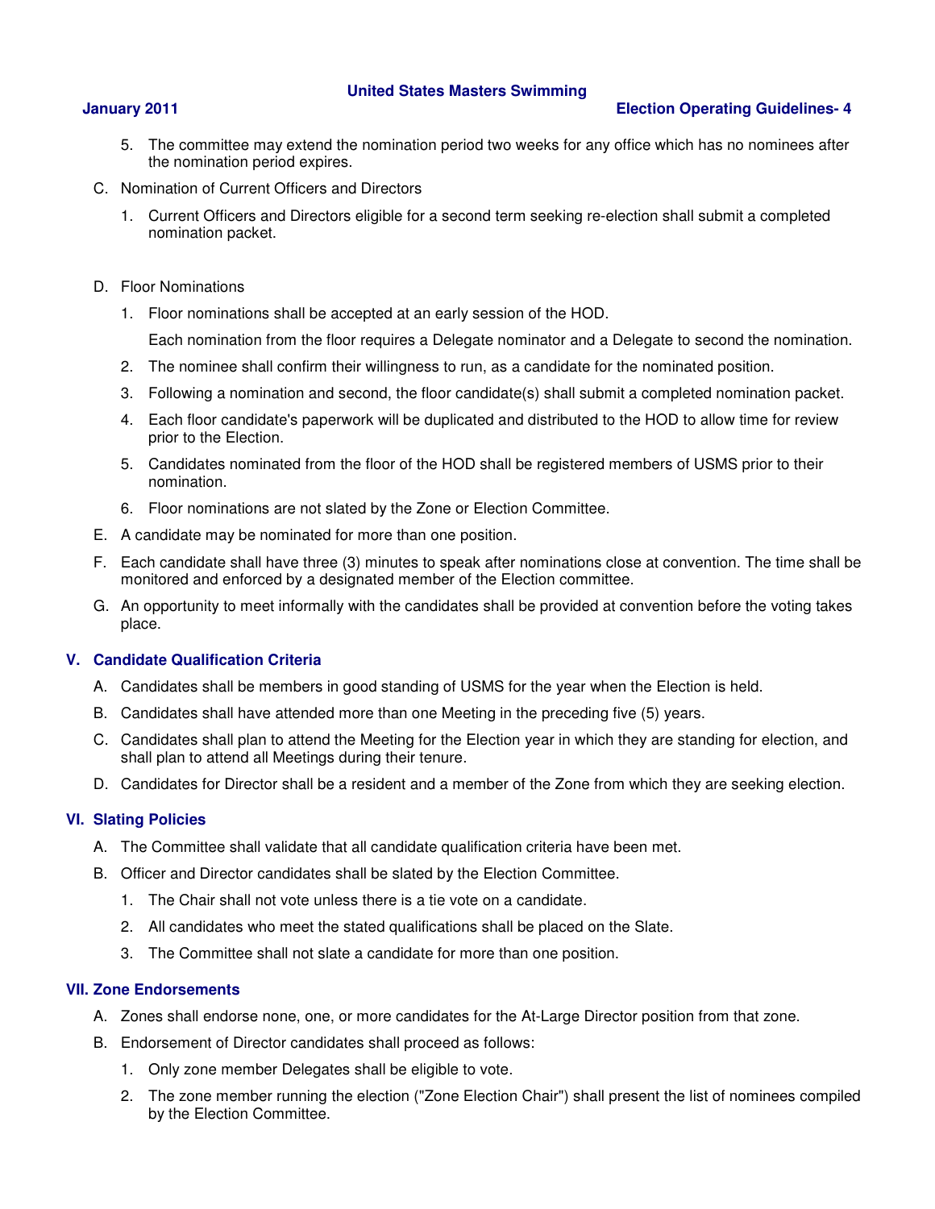5. The committee may extend the nomination period two weeks for any office which has no nominees after the nomination period expires.

C. Nomination of Current Officers and Directors

1. Current Officers and Directors eligible for a second term seeking re-election shall submit a completed nomination packet.

D. Floor Nominations

1. Floor nominations shall be accepted at an early session of the HOD.

   Each nomination from the floor requires a Delegate nominator and a Delegate to second the nomination.

2. The nominee shall confirm their willingness to run, as a candidate for the nominated position.
3. Following a nomination and second, the floor candidate(s) shall submit a completed nomination packet.
4. Each floor candidate's paperwork will be duplicated and distributed to the HOD to allow time for review prior to the Election.
5. Candidates nominated from the floor of the HOD shall be registered members of USMS prior to their nomination.
6. Floor nominations are not slated by the Zone or Election Committee.

E. A candidate may be nominated for more than one position.

F. Each candidate shall have three (3) minutes to speak after nominations close at convention. The time shall be monitored and enforced by a designated member of the Election committee.

G. An opportunity to meet informally with the candidates shall be provided at convention before the voting takes place.

## V. Candidate Qualification Criteria

A. Candidates shall be members in good standing of USMS for the year when the Election is held.

B. Candidates shall have attended more than one Meeting in the preceding five (5) years.

C. Candidates shall plan to attend the Meeting for the Election year in which they are standing for election, and shall plan to attend all Meetings during their tenure.

D. Candidates for Director shall be a resident and a member of the Zone from which they are seeking election.

## VI. Slating Policies

A. The Committee shall validate that all candidate qualification criteria have been met.

B. Officer and Director candidates shall be slated by the Election Committee.

1. The Chair shall not vote unless there is a tie vote on a candidate.
2. All candidates who meet the stated qualifications shall be placed on the Slate.
3. The Committee shall not slate a candidate for more than one position.

## VII. Zone Endorsements

A. Zones shall endorse none, one, or more candidates for the At-Large Director position from that zone.

B. Endorsement of Director candidates shall proceed as follows:

1. Only zone member Delegates shall be eligible to vote.
2. The zone member running the election ("Zone Election Chair") shall present the list of nominees compiled by the Election Committee.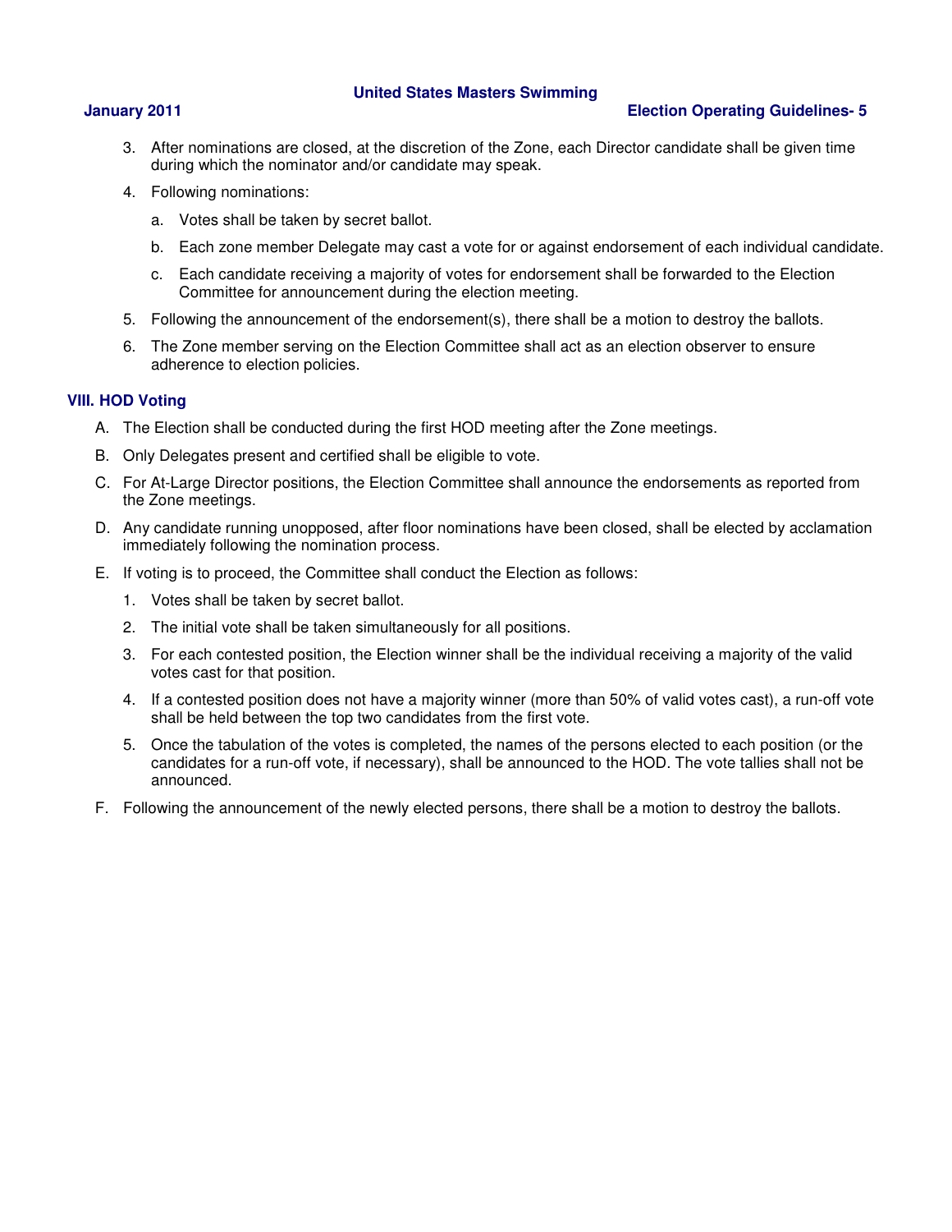3. After nominations are closed, at the discretion of the Zone, each Director candidate shall be given time during which the nominator and/or candidate may speak.

4. Following nominations:

   a. Votes shall be taken by secret ballot.

   b. Each zone member Delegate may cast a vote for or against endorsement of each individual candidate.

   c. Each candidate receiving a majority of votes for endorsement shall be forwarded to the Election Committee for announcement during the election meeting.

5. Following the announcement of the endorsement(s), there shall be a motion to destroy the ballots.

6. The Zone member serving on the Election Committee shall act as an election observer to ensure adherence to election policies.

## VIII. HOD Voting

A. The Election shall be conducted during the first HOD meeting after the Zone meetings.

B. Only Delegates present and certified shall be eligible to vote.

C. For At-Large Director positions, the Election Committee shall announce the endorsements as reported from the Zone meetings.

D. Any candidate running unopposed, after floor nominations have been closed, shall be elected by acclamation immediately following the nomination process.

E. If voting is to proceed, the Committee shall conduct the Election as follows:

   1. Votes shall be taken by secret ballot.

   2. The initial vote shall be taken simultaneously for all positions.

   3. For each contested position, the Election winner shall be the individual receiving a majority of the valid votes cast for that position.

   4. If a contested position does not have a majority winner (more than 50% of valid votes cast), a run-off vote shall be held between the top two candidates from the first vote.

   5. Once the tabulation of the votes is completed, the names of the persons elected to each position (or the candidates for a run-off vote, if necessary), shall be announced to the HOD. The vote tallies shall not be announced.

F. Following the announcement of the newly elected persons, there shall be a motion to destroy the ballots.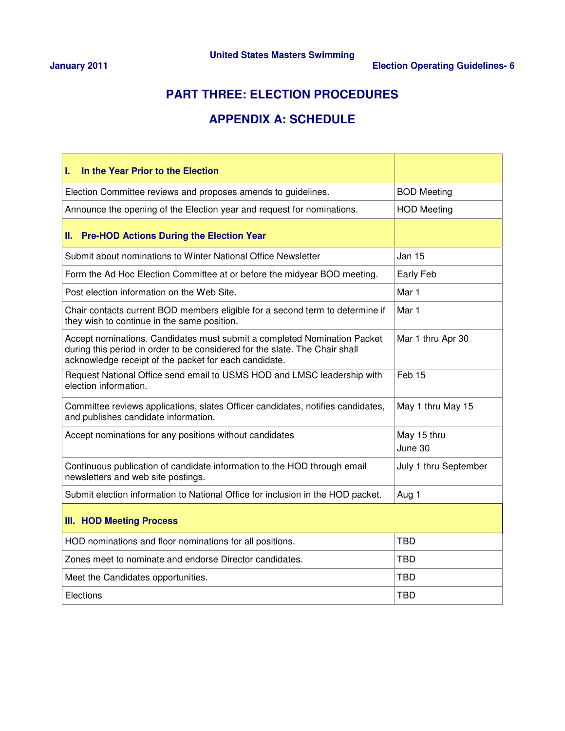# PART THREE: ELECTION PROCEDURES

## APPENDIX A: SCHEDULE

| **I. In the Year Prior to the Election** | |
|---|---|
| Election Committee reviews and proposes amends to guidelines. | BOD Meeting |
| Announce the opening of the Election year and request for nominations. | HOD Meeting |
| **II. Pre-HOD Actions During the Election Year** | |
| Submit about nominations to Winter National Office Newsletter | Jan 15 |
| Form the Ad Hoc Election Committee at or before the midyear BOD meeting. | Early Feb |
| Post election information on the Web Site. | Mar 1 |
| Chair contacts current BOD members eligible for a second term to determine if they wish to continue in the same position. | Mar 1 |
| Accept nominations. Candidates must submit a completed Nomination Packet during this period in order to be considered for the slate. The Chair shall acknowledge receipt of the packet for each candidate. | Mar 1 thru Apr 30 |
| Request National Office send email to USMS HOD and LMSC leadership with election information. | Feb 15 |
| Committee reviews applications, slates Officer candidates, notifies candidates, and publishes candidate information. | May 1 thru May 15 |
| Accept nominations for any positions without candidates | May 15 thru June 30 |
| Continuous publication of candidate information to the HOD through email newsletters and web site postings. | July 1 thru September |
| Submit election information to National Office for inclusion in the HOD packet. | Aug 1 |
| **III. HOD Meeting Process** | |
| HOD nominations and floor nominations for all positions. | TBD |
| Zones meet to nominate and endorse Director candidates. | TBD |
| Meet the Candidates opportunities. | TBD |
| Elections | TBD |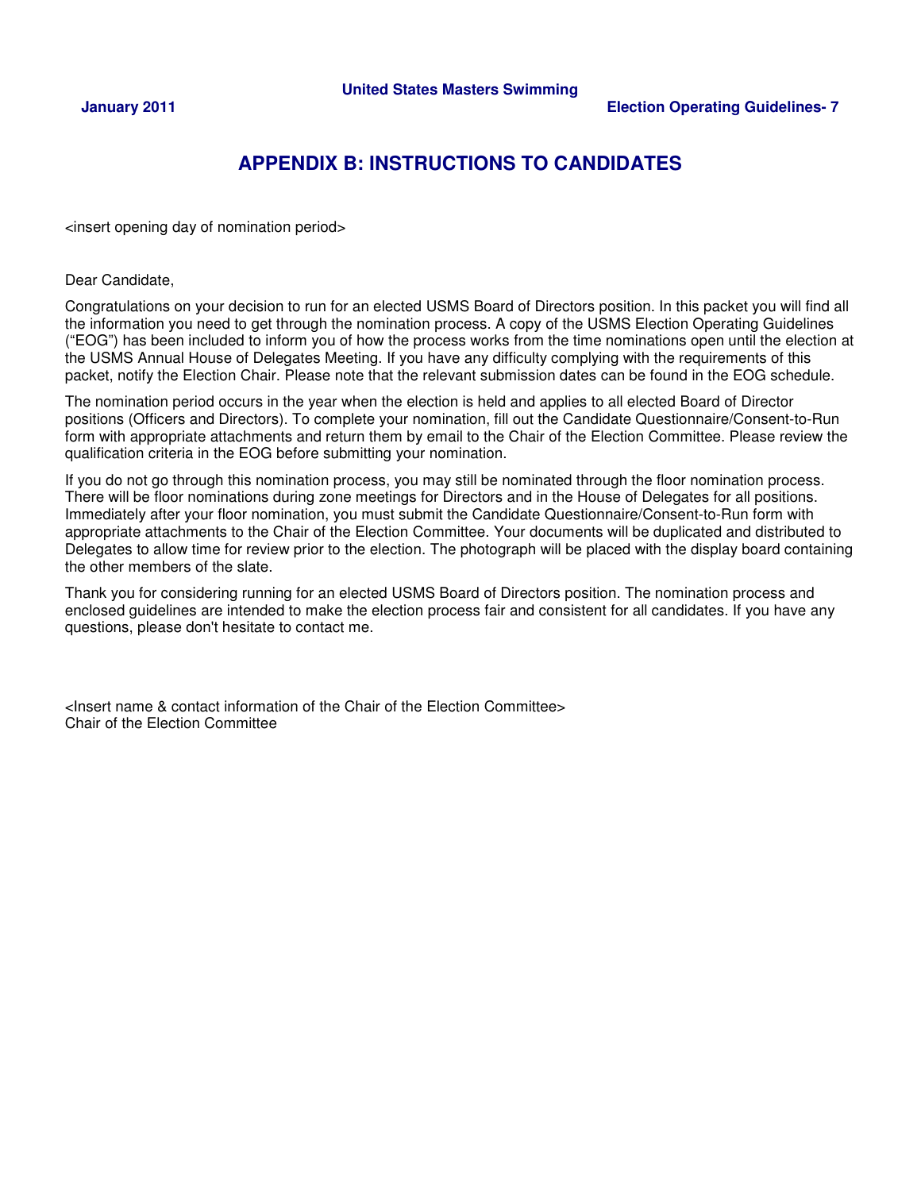# APPENDIX B: INSTRUCTIONS TO CANDIDATES

<insert opening day of nomination period>

Dear Candidate,

Congratulations on your decision to run for an elected USMS Board of Directors position. In this packet you will find all the information you need to get through the nomination process. A copy of the USMS Election Operating Guidelines ("EOG") has been included to inform you of how the process works from the time nominations open until the election at the USMS Annual House of Delegates Meeting. If you have any difficulty complying with the requirements of this packet, notify the Election Chair. Please note that the relevant submission dates can be found in the EOG schedule.

The nomination period occurs in the year when the election is held and applies to all elected Board of Director positions (Officers and Directors). To complete your nomination, fill out the Candidate Questionnaire/Consent-to-Run form with appropriate attachments and return them by email to the Chair of the Election Committee. Please review the qualification criteria in the EOG before submitting your nomination.

If you do not go through this nomination process, you may still be nominated through the floor nomination process. There will be floor nominations during zone meetings for Directors and in the House of Delegates for all positions. Immediately after your floor nomination, you must submit the Candidate Questionnaire/Consent-to-Run form with appropriate attachments to the Chair of the Election Committee. Your documents will be duplicated and distributed to Delegates to allow time for review prior to the election. The photograph will be placed with the display board containing the other members of the slate.

Thank you for considering running for an elected USMS Board of Directors position. The nomination process and enclosed guidelines are intended to make the election process fair and consistent for all candidates. If you have any questions, please don't hesitate to contact me.

<Insert name & contact information of the Chair of the Election Committee>
Chair of the Election Committee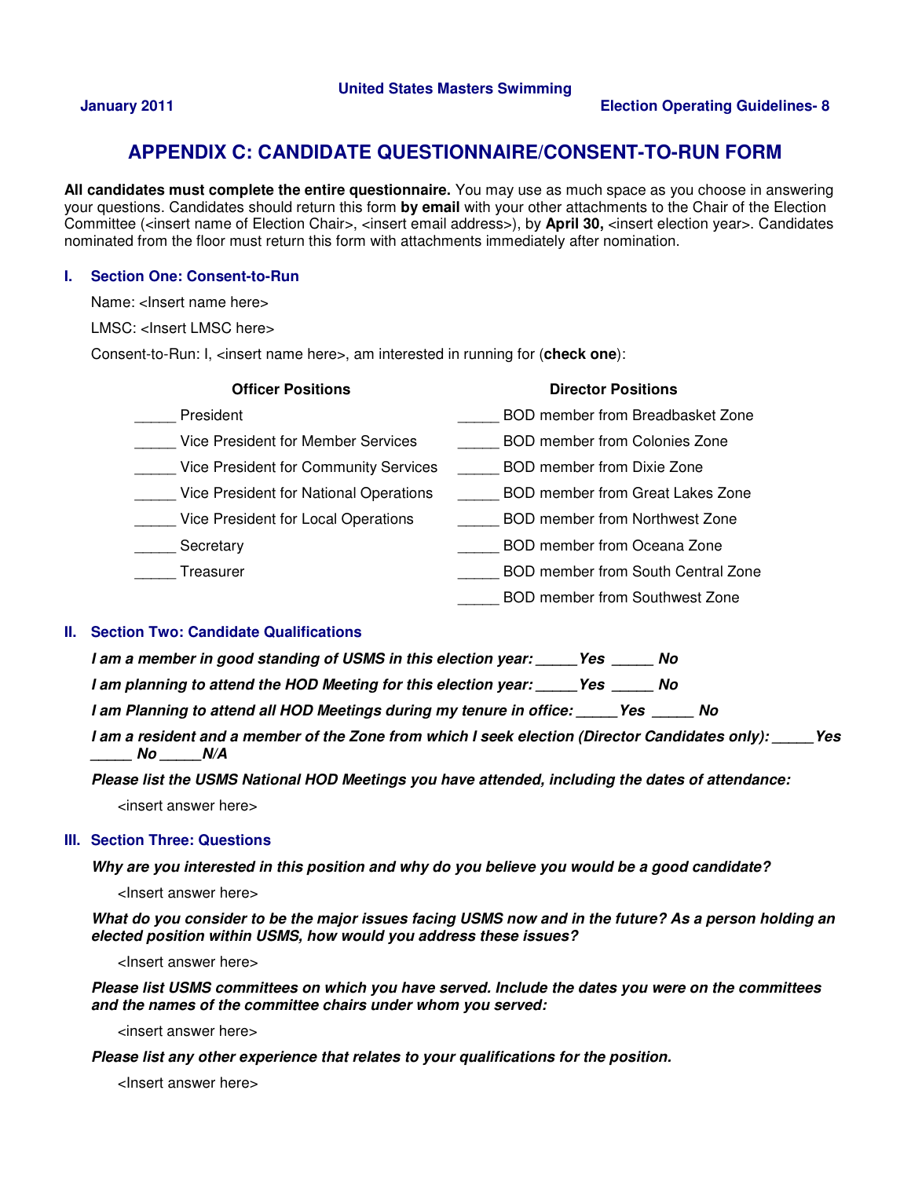# APPENDIX C: CANDIDATE QUESTIONNAIRE/CONSENT-TO-RUN FORM

**All candidates must complete the entire questionnaire.** You may use as much space as you choose in answering your questions. Candidates should return this form **by email** with your other attachments to the Chair of the Election Committee (<insert name of Election Chair>, <insert email address>), by **April 30,** <insert election year>. Candidates nominated from the floor must return this form with attachments immediately after nomination.

## I. Section One: Consent-to-Run

Name: <Insert name here>

LMSC: <Insert LMSC here>

Consent-to-Run: I, <insert name here>, am interested in running for (**check one**):

| Officer Positions | Director Positions |
|---|---|
| _____ President | _____ BOD member from Breadbasket Zone |
| _____ Vice President for Member Services | _____ BOD member from Colonies Zone |
| _____ Vice President for Community Services | _____ BOD member from Dixie Zone |
| _____ Vice President for National Operations | _____ BOD member from Great Lakes Zone |
| _____ Vice President for Local Operations | _____ BOD member from Northwest Zone |
| _____ Secretary | _____ BOD member from Oceana Zone |
| _____ Treasurer | _____ BOD member from South Central Zone |
| | _____ BOD member from Southwest Zone |

## II. Section Two: Candidate Qualifications

***I am a member in good standing of USMS in this election year: _____Yes _____ No***

***I am planning to attend the HOD Meeting for this election year: _____Yes _____ No***

***I am Planning to attend all HOD Meetings during my tenure in office: _____Yes _____ No***

***I am a resident and a member of the Zone from which I seek election (Director Candidates only): _____Yes _____ No _____N/A***

***Please list the USMS National HOD Meetings you have attended, including the dates of attendance:***

<insert answer here>

## III. Section Three: Questions

***Why are you interested in this position and why do you believe you would be a good candidate?***

<Insert answer here>

***What do you consider to be the major issues facing USMS now and in the future? As a person holding an elected position within USMS, how would you address these issues?***

<Insert answer here>

***Please list USMS committees on which you have served. Include the dates you were on the committees and the names of the committee chairs under whom you served:***

<insert answer here>

***Please list any other experience that relates to your qualifications for the position.***

<Insert answer here>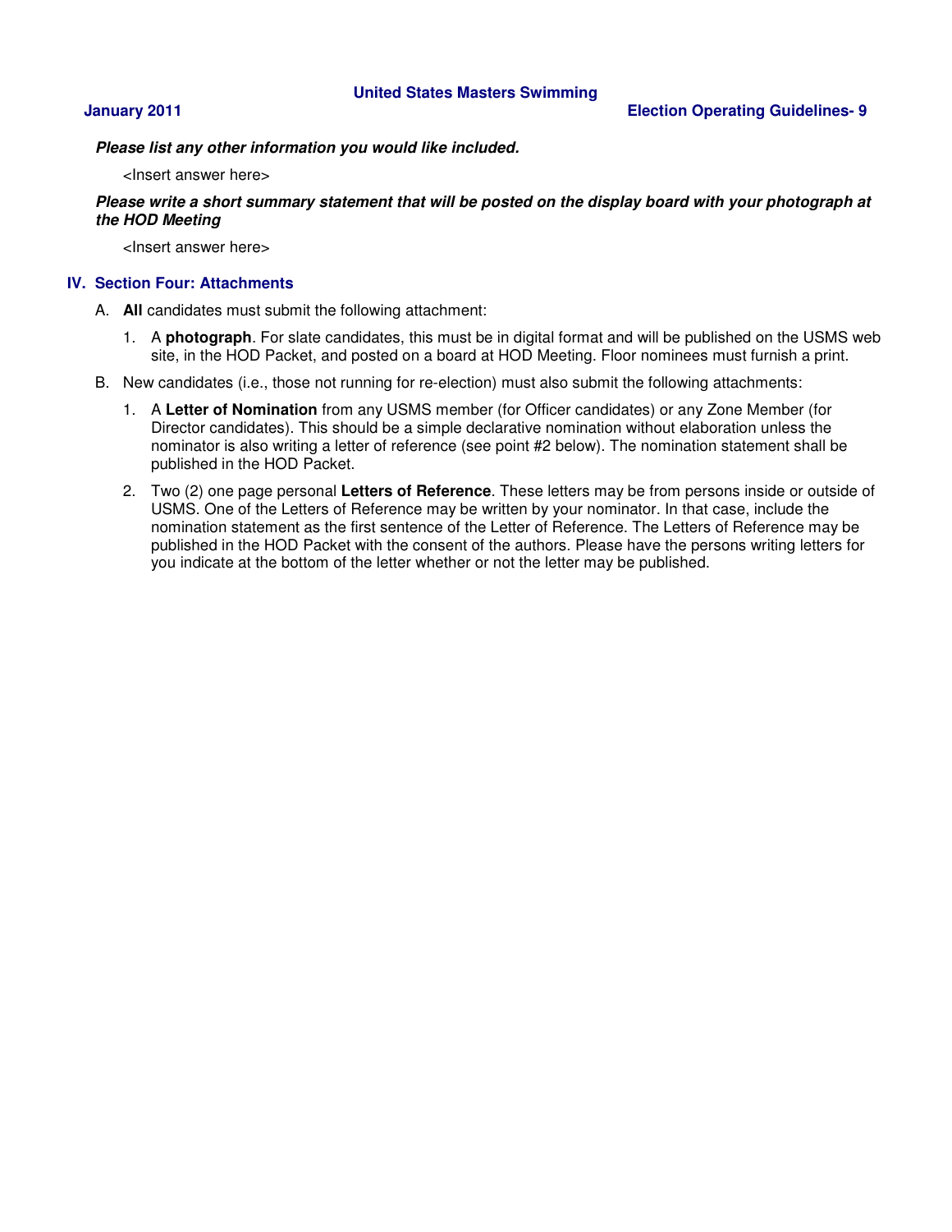***Please list any other information you would like included.***

<Insert answer here>

***Please write a short summary statement that will be posted on the display board with your photograph at the HOD Meeting***

<Insert answer here>

## IV. Section Four: Attachments

A. **All** candidates must submit the following attachment:

1. A **photograph**. For slate candidates, this must be in digital format and will be published on the USMS web site, in the HOD Packet, and posted on a board at HOD Meeting. Floor nominees must furnish a print.

B. New candidates (i.e., those not running for re-election) must also submit the following attachments:

1. A **Letter of Nomination** from any USMS member (for Officer candidates) or any Zone Member (for Director candidates). This should be a simple declarative nomination without elaboration unless the nominator is also writing a letter of reference (see point #2 below). The nomination statement shall be published in the HOD Packet.

2. Two (2) one page personal **Letters of Reference**. These letters may be from persons inside or outside of USMS. One of the Letters of Reference may be written by your nominator. In that case, include the nomination statement as the first sentence of the Letter of Reference. The Letters of Reference may be published in the HOD Packet with the consent of the authors. Please have the persons writing letters for you indicate at the bottom of the letter whether or not the letter may be published.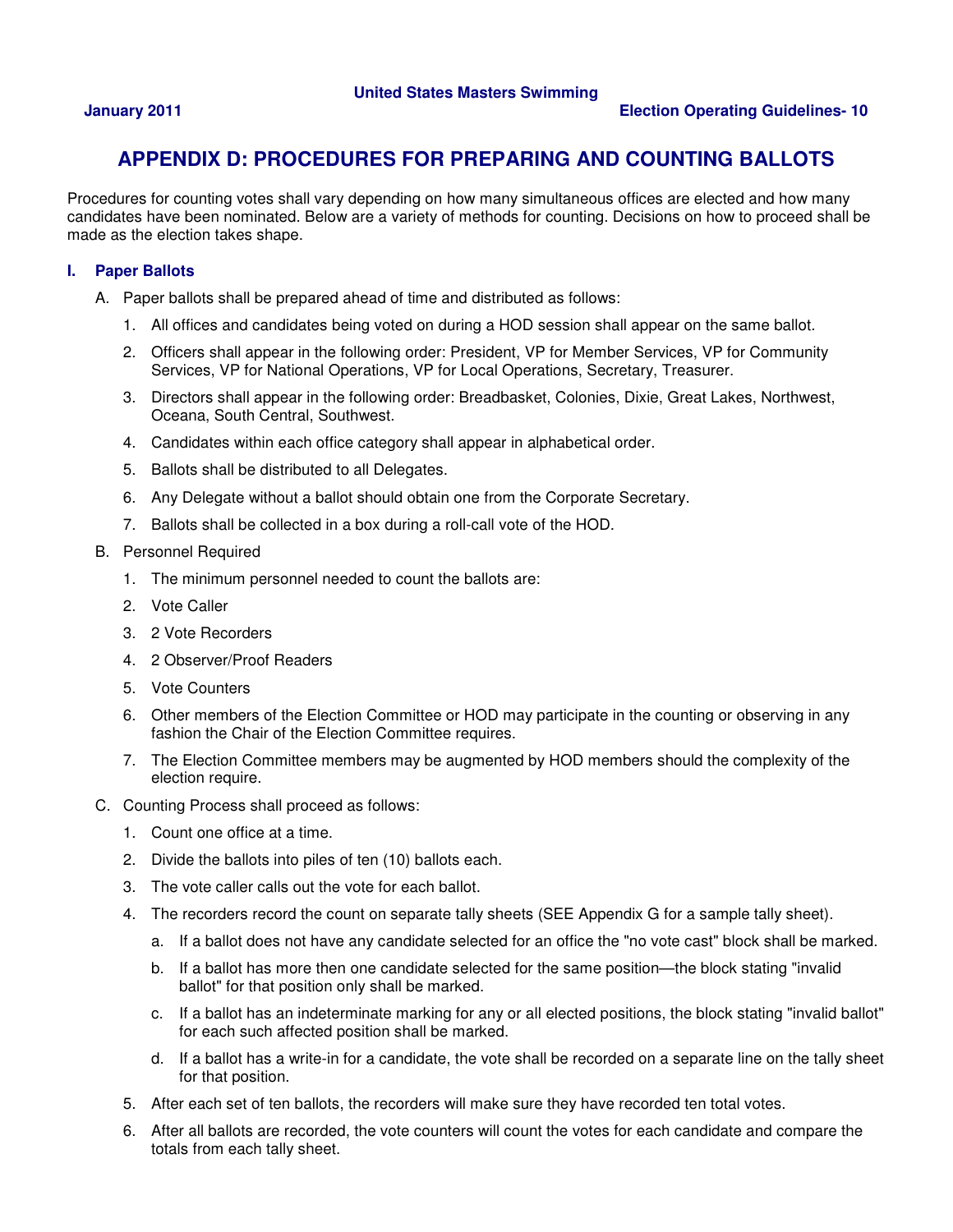# APPENDIX D: PROCEDURES FOR PREPARING AND COUNTING BALLOTS

Procedures for counting votes shall vary depending on how many simultaneous offices are elected and how many candidates have been nominated. Below are a variety of methods for counting. Decisions on how to proceed shall be made as the election takes shape.

## I. Paper Ballots

A. Paper ballots shall be prepared ahead of time and distributed as follows:

1. All offices and candidates being voted on during a HOD session shall appear on the same ballot.
2. Officers shall appear in the following order: President, VP for Member Services, VP for Community Services, VP for National Operations, VP for Local Operations, Secretary, Treasurer.
3. Directors shall appear in the following order: Breadbasket, Colonies, Dixie, Great Lakes, Northwest, Oceana, South Central, Southwest.
4. Candidates within each office category shall appear in alphabetical order.
5. Ballots shall be distributed to all Delegates.
6. Any Delegate without a ballot should obtain one from the Corporate Secretary.
7. Ballots shall be collected in a box during a roll-call vote of the HOD.

B. Personnel Required

1. The minimum personnel needed to count the ballots are:
2. Vote Caller
3. 2 Vote Recorders
4. 2 Observer/Proof Readers
5. Vote Counters
6. Other members of the Election Committee or HOD may participate in the counting or observing in any fashion the Chair of the Election Committee requires.
7. The Election Committee members may be augmented by HOD members should the complexity of the election require.

C. Counting Process shall proceed as follows:

1. Count one office at a time.
2. Divide the ballots into piles of ten (10) ballots each.
3. The vote caller calls out the vote for each ballot.
4. The recorders record the count on separate tally sheets (SEE Appendix G for a sample tally sheet).
   a. If a ballot does not have any candidate selected for an office the "no vote cast" block shall be marked.
   b. If a ballot has more then one candidate selected for the same position—the block stating "invalid ballot" for that position only shall be marked.
   c. If a ballot has an indeterminate marking for any or all elected positions, the block stating "invalid ballot" for each such affected position shall be marked.
   d. If a ballot has a write-in for a candidate, the vote shall be recorded on a separate line on the tally sheet for that position.
5. After each set of ten ballots, the recorders will make sure they have recorded ten total votes.
6. After all ballots are recorded, the vote counters will count the votes for each candidate and compare the totals from each tally sheet.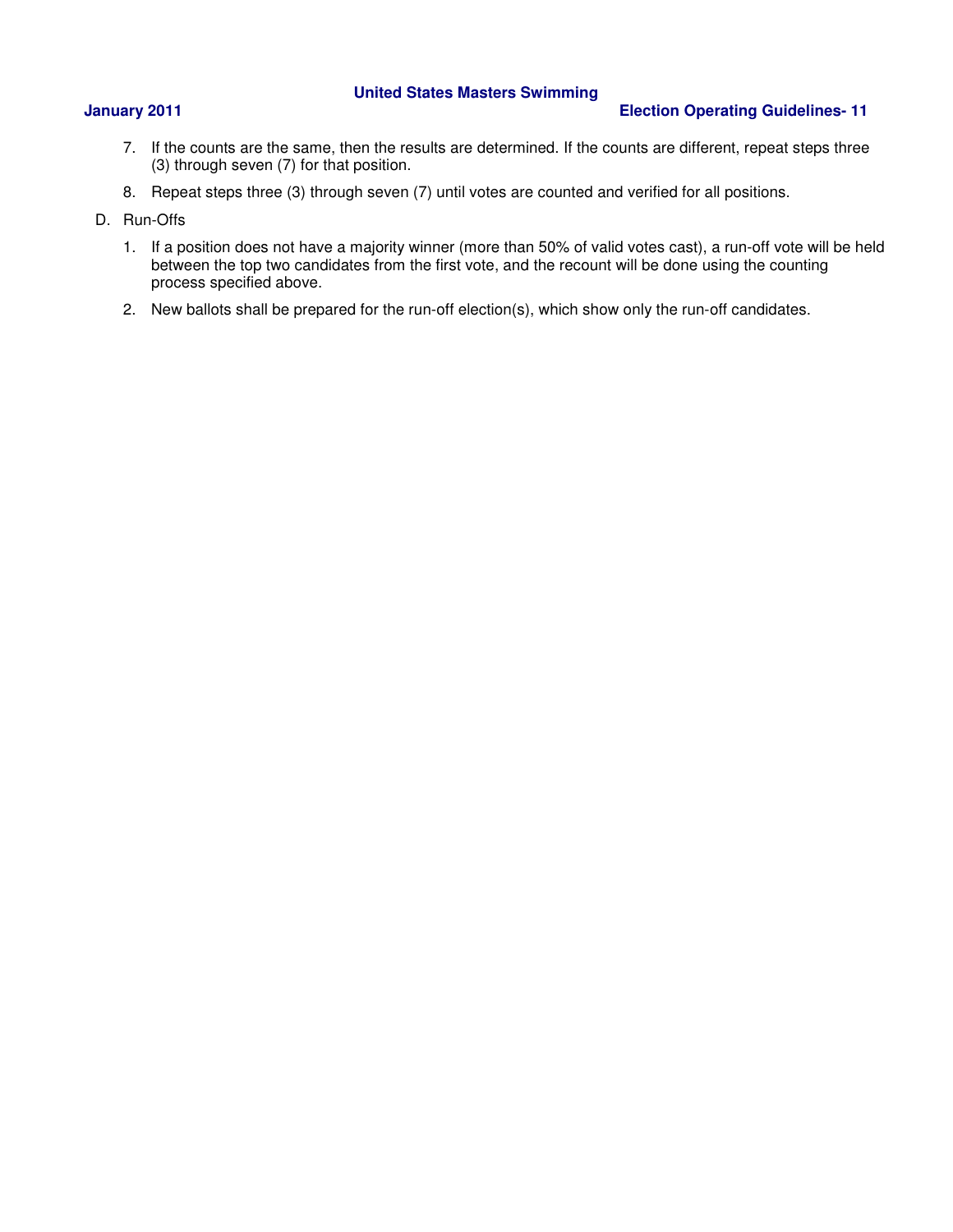7. If the counts are the same, then the results are determined. If the counts are different, repeat steps three (3) through seven (7) for that position.
8. Repeat steps three (3) through seven (7) until votes are counted and verified for all positions.

D. Run-Offs

1. If a position does not have a majority winner (more than 50% of valid votes cast), a run-off vote will be held between the top two candidates from the first vote, and the recount will be done using the counting process specified above.
2. New ballots shall be prepared for the run-off election(s), which show only the run-off candidates.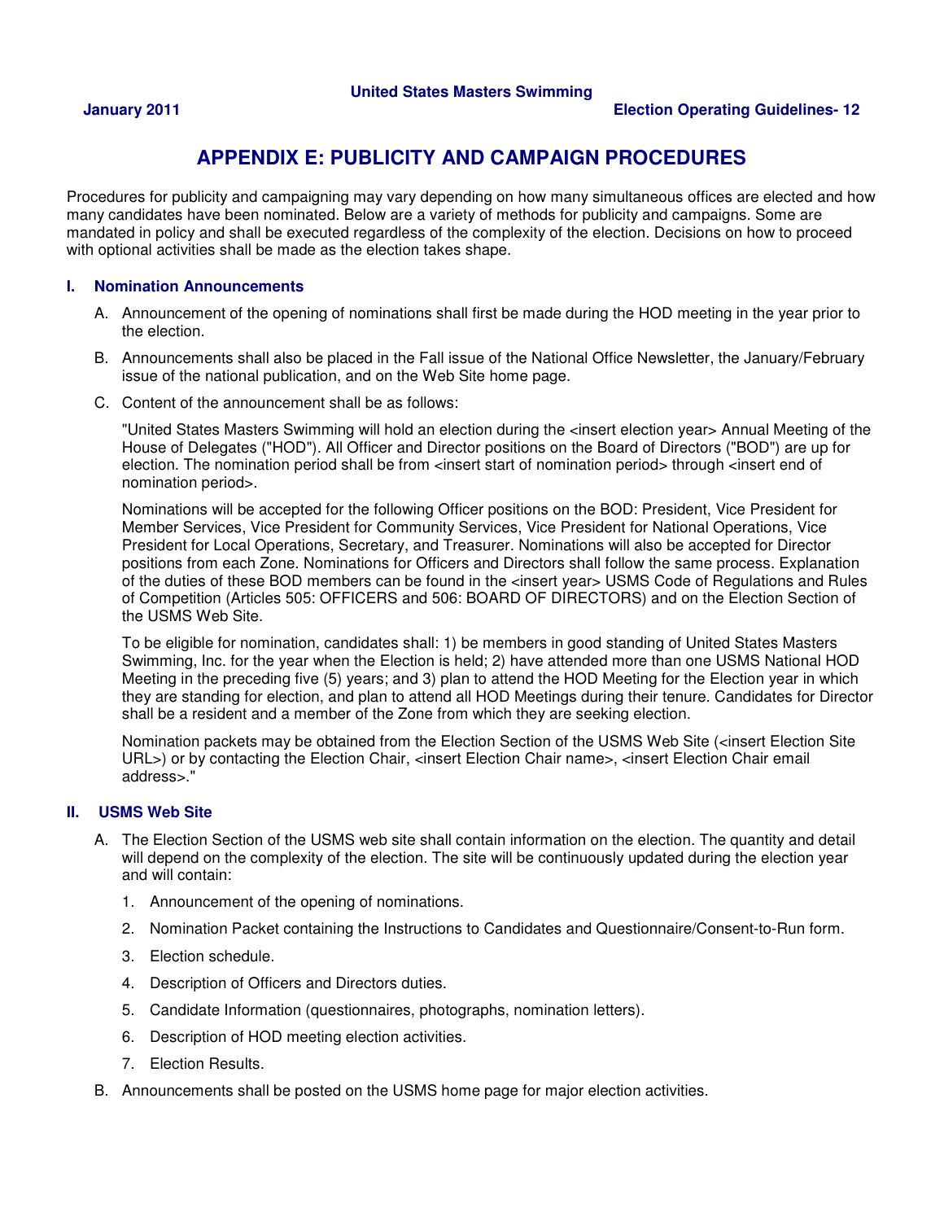# APPENDIX E: PUBLICITY AND CAMPAIGN PROCEDURES

Procedures for publicity and campaigning may vary depending on how many simultaneous offices are elected and how many candidates have been nominated. Below are a variety of methods for publicity and campaigns. Some are mandated in policy and shall be executed regardless of the complexity of the election. Decisions on how to proceed with optional activities shall be made as the election takes shape.

## I. Nomination Announcements

A. Announcement of the opening of nominations shall first be made during the HOD meeting in the year prior to the election.

B. Announcements shall also be placed in the Fall issue of the National Office Newsletter, the January/February issue of the national publication, and on the Web Site home page.

C. Content of the announcement shall be as follows:

"United States Masters Swimming will hold an election during the <insert election year> Annual Meeting of the House of Delegates ("HOD"). All Officer and Director positions on the Board of Directors ("BOD") are up for election. The nomination period shall be from <insert start of nomination period> through <insert end of nomination period>.

Nominations will be accepted for the following Officer positions on the BOD: President, Vice President for Member Services, Vice President for Community Services, Vice President for National Operations, Vice President for Local Operations, Secretary, and Treasurer. Nominations will also be accepted for Director positions from each Zone. Nominations for Officers and Directors shall follow the same process. Explanation of the duties of these BOD members can be found in the <insert year> USMS Code of Regulations and Rules of Competition (Articles 505: OFFICERS and 506: BOARD OF DIRECTORS) and on the Election Section of the USMS Web Site.

To be eligible for nomination, candidates shall: 1) be members in good standing of United States Masters Swimming, Inc. for the year when the Election is held; 2) have attended more than one USMS National HOD Meeting in the preceding five (5) years; and 3) plan to attend the HOD Meeting for the Election year in which they are standing for election, and plan to attend all HOD Meetings during their tenure. Candidates for Director shall be a resident and a member of the Zone from which they are seeking election.

Nomination packets may be obtained from the Election Section of the USMS Web Site (<insert Election Site URL>) or by contacting the Election Chair, <insert Election Chair name>, <insert Election Chair email address>."

## II. USMS Web Site

A. The Election Section of the USMS web site shall contain information on the election. The quantity and detail will depend on the complexity of the election. The site will be continuously updated during the election year and will contain:

1. Announcement of the opening of nominations.
2. Nomination Packet containing the Instructions to Candidates and Questionnaire/Consent-to-Run form.
3. Election schedule.
4. Description of Officers and Directors duties.
5. Candidate Information (questionnaires, photographs, nomination letters).
6. Description of HOD meeting election activities.
7. Election Results.

B. Announcements shall be posted on the USMS home page for major election activities.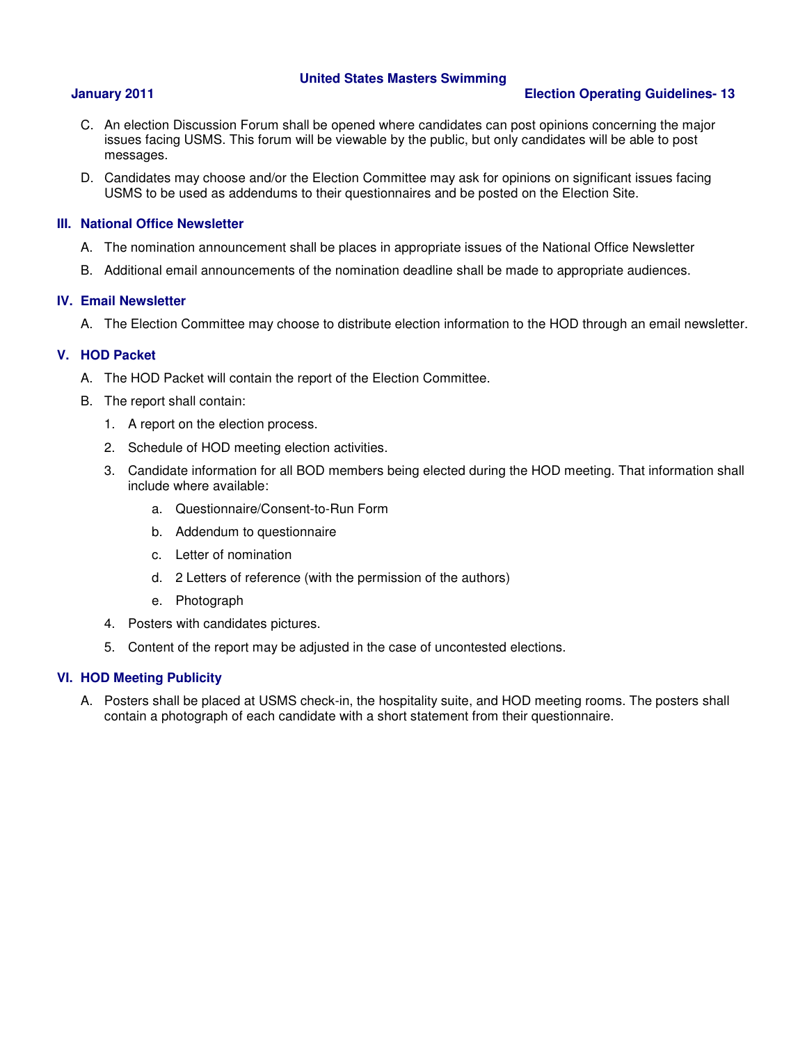C. An election Discussion Forum shall be opened where candidates can post opinions concerning the major issues facing USMS. This forum will be viewable by the public, but only candidates will be able to post messages.

D. Candidates may choose and/or the Election Committee may ask for opinions on significant issues facing USMS to be used as addendums to their questionnaires and be posted on the Election Site.

## III. National Office Newsletter

A. The nomination announcement shall be places in appropriate issues of the National Office Newsletter

B. Additional email announcements of the nomination deadline shall be made to appropriate audiences.

## IV. Email Newsletter

A. The Election Committee may choose to distribute election information to the HOD through an email newsletter.

## V. HOD Packet

A. The HOD Packet will contain the report of the Election Committee.

B. The report shall contain:

1. A report on the election process.
2. Schedule of HOD meeting election activities.
3. Candidate information for all BOD members being elected during the HOD meeting. That information shall include where available:
    a. Questionnaire/Consent-to-Run Form
    b. Addendum to questionnaire
    c. Letter of nomination
    d. 2 Letters of reference (with the permission of the authors)
    e. Photograph
4. Posters with candidates pictures.
5. Content of the report may be adjusted in the case of uncontested elections.

## VI. HOD Meeting Publicity

A. Posters shall be placed at USMS check-in, the hospitality suite, and HOD meeting rooms. The posters shall contain a photograph of each candidate with a short statement from their questionnaire.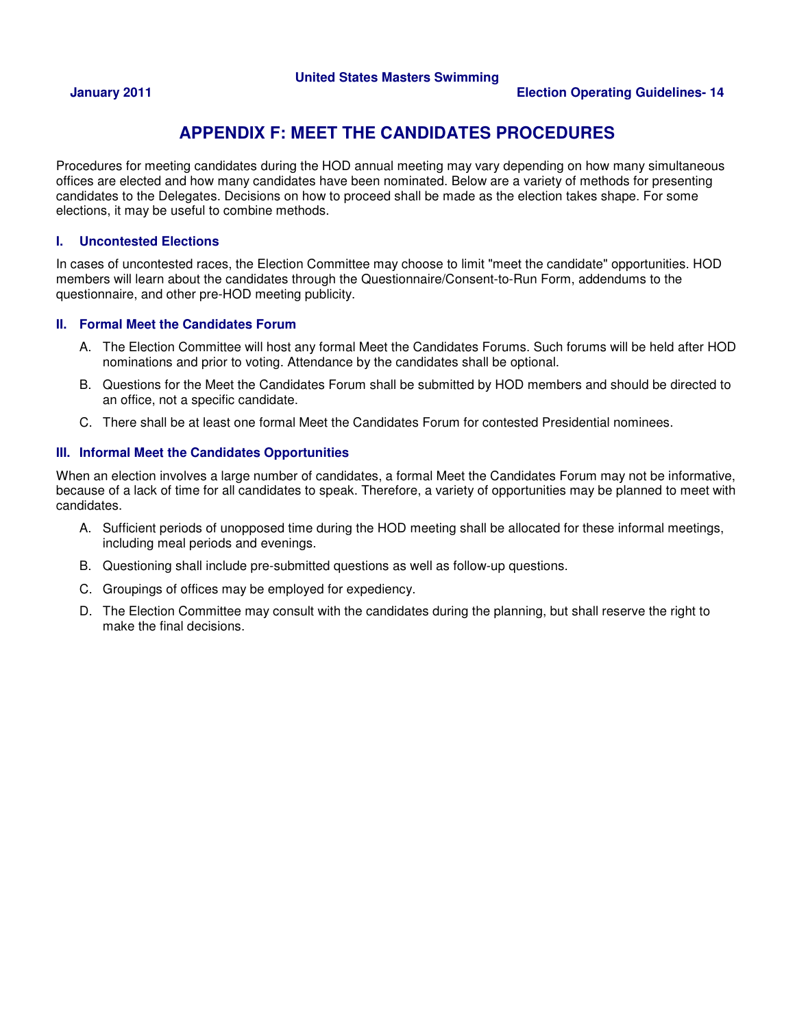# APPENDIX F: MEET THE CANDIDATES PROCEDURES

Procedures for meeting candidates during the HOD annual meeting may vary depending on how many simultaneous offices are elected and how many candidates have been nominated. Below are a variety of methods for presenting candidates to the Delegates. Decisions on how to proceed shall be made as the election takes shape. For some elections, it may be useful to combine methods.

## I. Uncontested Elections

In cases of uncontested races, the Election Committee may choose to limit "meet the candidate" opportunities. HOD members will learn about the candidates through the Questionnaire/Consent-to-Run Form, addendums to the questionnaire, and other pre-HOD meeting publicity.

## II. Formal Meet the Candidates Forum

A. The Election Committee will host any formal Meet the Candidates Forums. Such forums will be held after HOD nominations and prior to voting. Attendance by the candidates shall be optional.

B. Questions for the Meet the Candidates Forum shall be submitted by HOD members and should be directed to an office, not a specific candidate.

C. There shall be at least one formal Meet the Candidates Forum for contested Presidential nominees.

## III. Informal Meet the Candidates Opportunities

When an election involves a large number of candidates, a formal Meet the Candidates Forum may not be informative, because of a lack of time for all candidates to speak. Therefore, a variety of opportunities may be planned to meet with candidates.

A. Sufficient periods of unopposed time during the HOD meeting shall be allocated for these informal meetings, including meal periods and evenings.

B. Questioning shall include pre-submitted questions as well as follow-up questions.

C. Groupings of offices may be employed for expediency.

D. The Election Committee may consult with the candidates during the planning, but shall reserve the right to make the final decisions.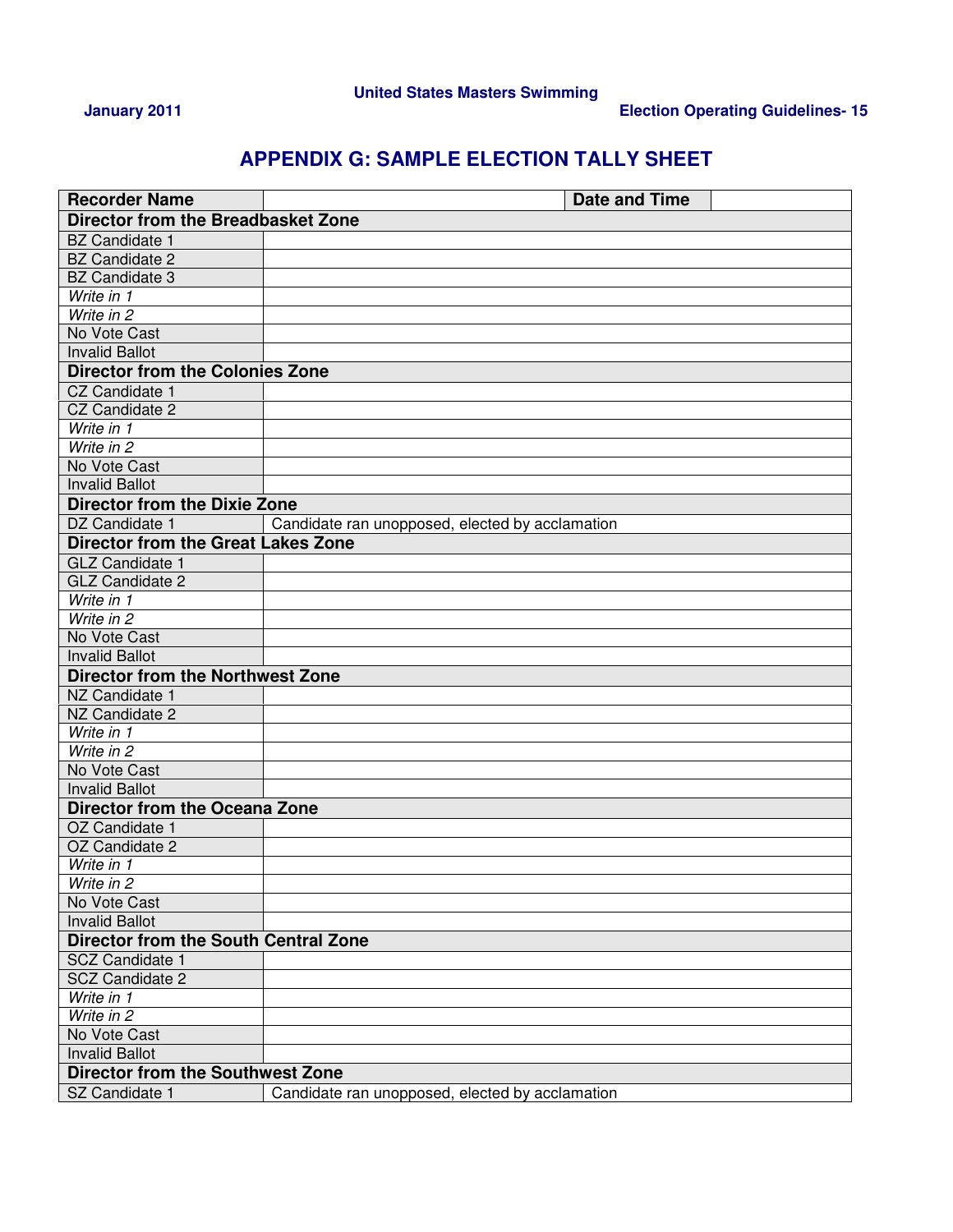## APPENDIX G: SAMPLE ELECTION TALLY SHEET

| **Recorder Name** | | **Date and Time** | |
|---|---|---|---|
| **Director from the Breadbasket Zone** | | | |
| BZ Candidate 1 | | | |
| BZ Candidate 2 | | | |
| BZ Candidate 3 | | | |
| *Write in 1* | | | |
| *Write in 2* | | | |
| No Vote Cast | | | |
| Invalid Ballot | | | |
| **Director from the Colonies Zone** | | | |
| CZ Candidate 1 | | | |
| CZ Candidate 2 | | | |
| *Write in 1* | | | |
| *Write in 2* | | | |
| No Vote Cast | | | |
| Invalid Ballot | | | |
| **Director from the Dixie Zone** | | | |
| DZ Candidate 1 | Candidate ran unopposed, elected by acclamation | | |
| **Director from the Great Lakes Zone** | | | |
| GLZ Candidate 1 | | | |
| GLZ Candidate 2 | | | |
| *Write in 1* | | | |
| *Write in 2* | | | |
| No Vote Cast | | | |
| Invalid Ballot | | | |
| **Director from the Northwest Zone** | | | |
| NZ Candidate 1 | | | |
| NZ Candidate 2 | | | |
| *Write in 1* | | | |
| *Write in 2* | | | |
| No Vote Cast | | | |
| Invalid Ballot | | | |
| **Director from the Oceana Zone** | | | |
| OZ Candidate 1 | | | |
| OZ Candidate 2 | | | |
| *Write in 1* | | | |
| *Write in 2* | | | |
| No Vote Cast | | | |
| Invalid Ballot | | | |
| **Director from the South Central Zone** | | | |
| SCZ Candidate 1 | | | |
| SCZ Candidate 2 | | | |
| *Write in 1* | | | |
| *Write in 2* | | | |
| No Vote Cast | | | |
| Invalid Ballot | | | |
| **Director from the Southwest Zone** | | | |
| SZ Candidate 1 | Candidate ran unopposed, elected by acclamation | | |